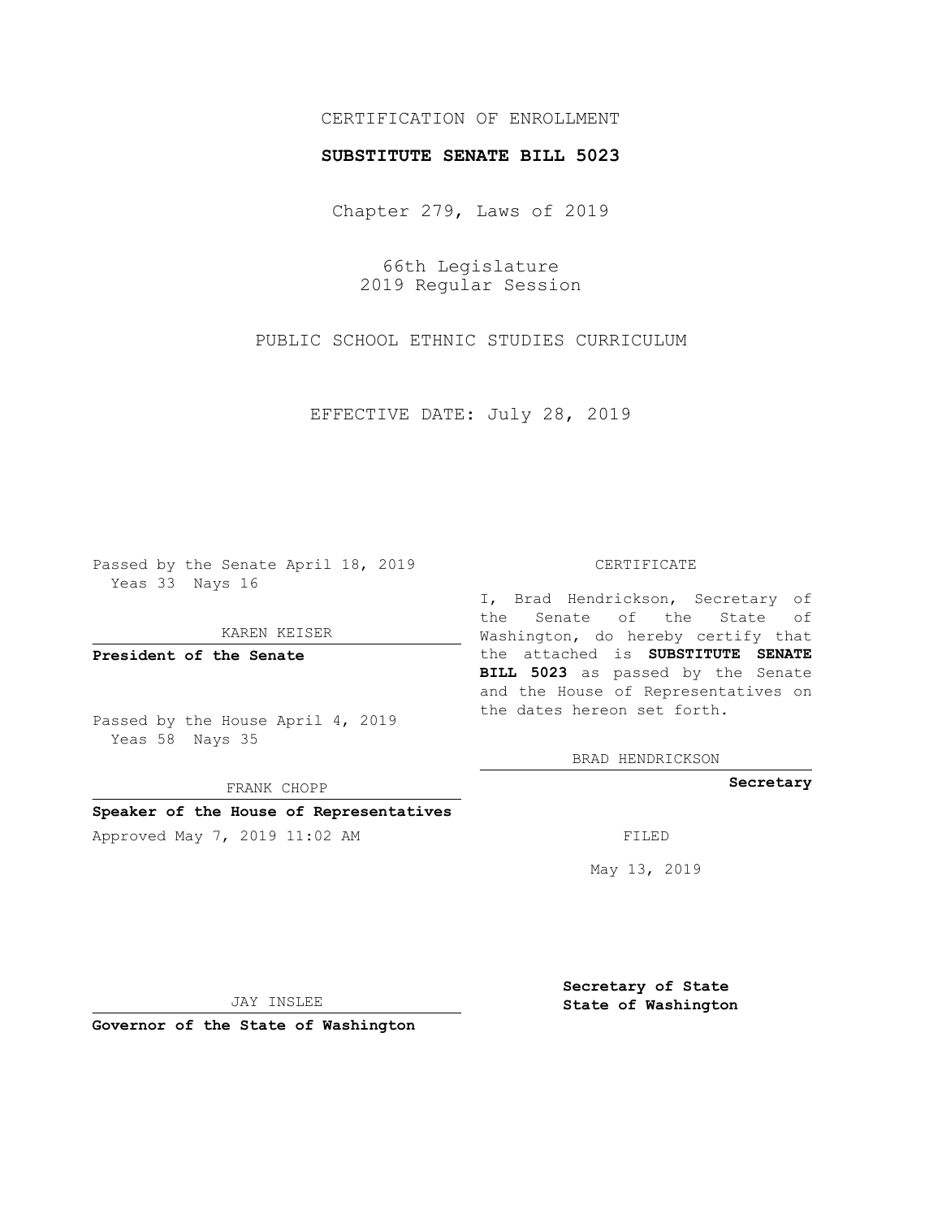CERTIFICATION OF ENROLLMENT

**SUBSTITUTE SENATE BILL 5023**

Chapter 279, Laws of 2019

66th Legislature
2019 Regular Session

PUBLIC SCHOOL ETHNIC STUDIES CURRICULUM

EFFECTIVE DATE: July 28, 2019

Passed by the Senate April 18, 2019
Yeas 33 Nays 16

KAREN KEISER

**President of the Senate**

Passed by the House April 4, 2019
Yeas 58 Nays 35

FRANK CHOPP

**Speaker of the House of Representatives**

Approved May 7, 2019 11:02 AM

JAY INSLEE

**Governor of the State of Washington**

CERTIFICATE

I, Brad Hendrickson, Secretary of the Senate of the State of Washington, do hereby certify that the attached is **SUBSTITUTE SENATE BILL 5023** as passed by the Senate and the House of Representatives on the dates hereon set forth.

BRAD HENDRICKSON

**Secretary**

FILED

May 13, 2019

**Secretary of State**
**State of Washington**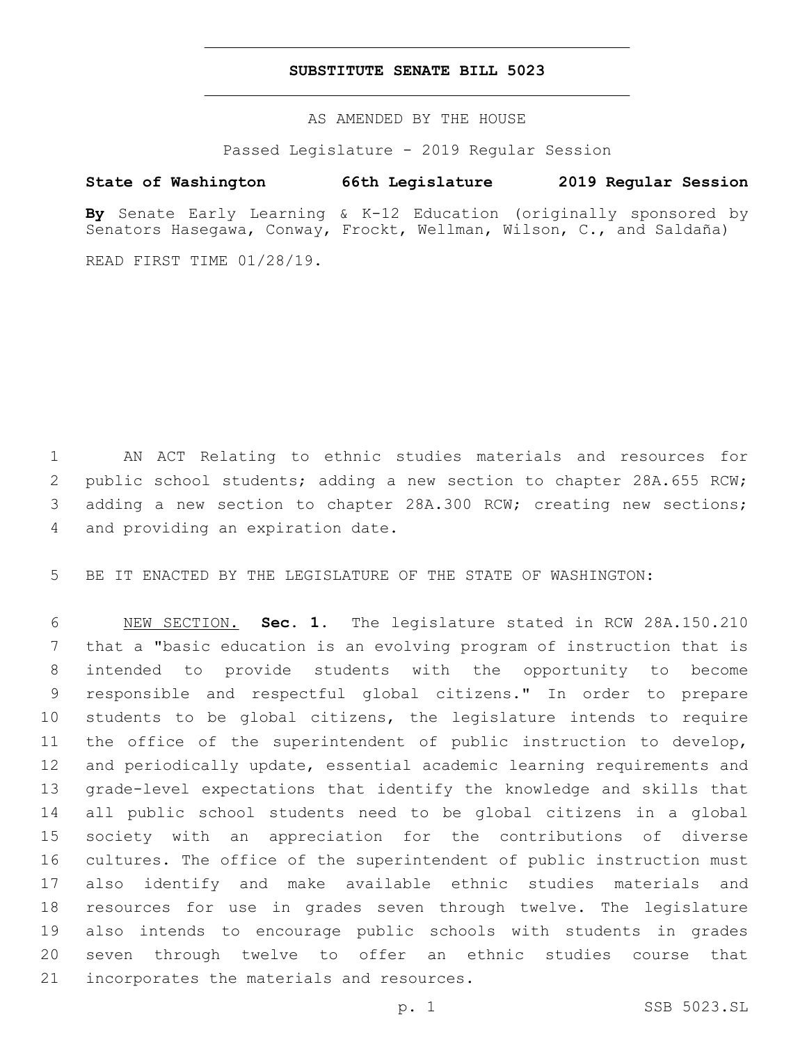# SUBSTITUTE SENATE BILL 5023

AS AMENDED BY THE HOUSE

Passed Legislature - 2019 Regular Session

**State of Washington 66th Legislature 2019 Regular Session**

**By** Senate Early Learning & K-12 Education (originally sponsored by Senators Hasegawa, Conway, Frockt, Wellman, Wilson, C., and Saldaña)

READ FIRST TIME 01/28/19.

AN ACT Relating to ethnic studies materials and resources for public school students; adding a new section to chapter 28A.655 RCW; adding a new section to chapter 28A.300 RCW; creating new sections; and providing an expiration date.

BE IT ENACTED BY THE LEGISLATURE OF THE STATE OF WASHINGTON:

NEW SECTION. **Sec. 1.** The legislature stated in RCW 28A.150.210 that a "basic education is an evolving program of instruction that is intended to provide students with the opportunity to become responsible and respectful global citizens." In order to prepare students to be global citizens, the legislature intends to require the office of the superintendent of public instruction to develop, and periodically update, essential academic learning requirements and grade-level expectations that identify the knowledge and skills that all public school students need to be global citizens in a global society with an appreciation for the contributions of diverse cultures. The office of the superintendent of public instruction must also identify and make available ethnic studies materials and resources for use in grades seven through twelve. The legislature also intends to encourage public schools with students in grades seven through twelve to offer an ethnic studies course that incorporates the materials and resources.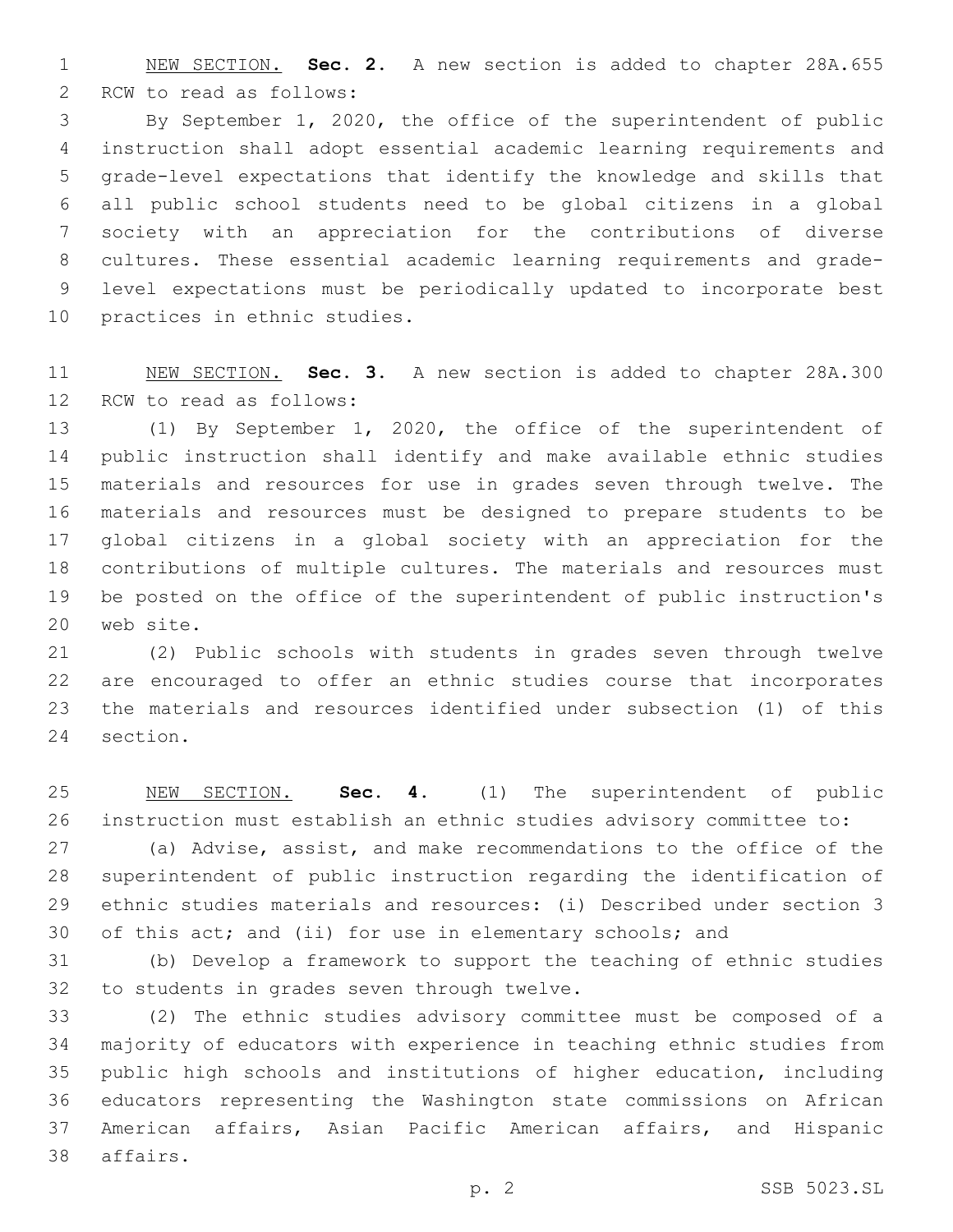NEW SECTION. **Sec. 2.** A new section is added to chapter 28A.655 RCW to read as follows:

By September 1, 2020, the office of the superintendent of public instruction shall adopt essential academic learning requirements and grade-level expectations that identify the knowledge and skills that all public school students need to be global citizens in a global society with an appreciation for the contributions of diverse cultures. These essential academic learning requirements and grade-level expectations must be periodically updated to incorporate best practices in ethnic studies.

NEW SECTION. **Sec. 3.** A new section is added to chapter 28A.300 RCW to read as follows:

(1) By September 1, 2020, the office of the superintendent of public instruction shall identify and make available ethnic studies materials and resources for use in grades seven through twelve. The materials and resources must be designed to prepare students to be global citizens in a global society with an appreciation for the contributions of multiple cultures. The materials and resources must be posted on the office of the superintendent of public instruction's web site.

(2) Public schools with students in grades seven through twelve are encouraged to offer an ethnic studies course that incorporates the materials and resources identified under subsection (1) of this section.

NEW SECTION. **Sec. 4.** (1) The superintendent of public instruction must establish an ethnic studies advisory committee to:

(a) Advise, assist, and make recommendations to the office of the superintendent of public instruction regarding the identification of ethnic studies materials and resources: (i) Described under section 3 of this act; and (ii) for use in elementary schools; and

(b) Develop a framework to support the teaching of ethnic studies to students in grades seven through twelve.

(2) The ethnic studies advisory committee must be composed of a majority of educators with experience in teaching ethnic studies from public high schools and institutions of higher education, including educators representing the Washington state commissions on African American affairs, Asian Pacific American affairs, and Hispanic affairs.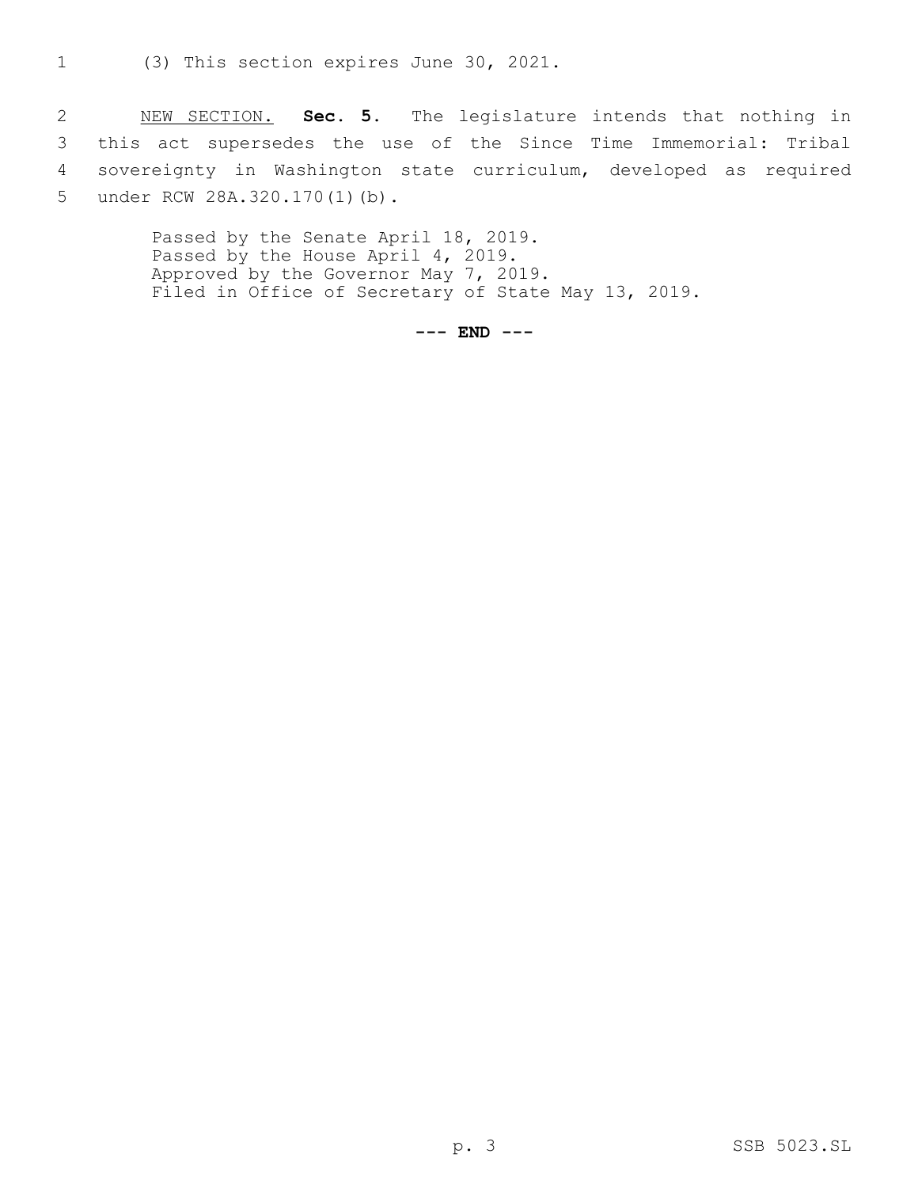(3) This section expires June 30, 2021.

NEW SECTION. **Sec. 5.** The legislature intends that nothing in this act supersedes the use of the Since Time Immemorial: Tribal sovereignty in Washington state curriculum, developed as required under RCW 28A.320.170(1)(b).

Passed by the Senate April 18, 2019.
Passed by the House April 4, 2019.
Approved by the Governor May 7, 2019.
Filed in Office of Secretary of State May 13, 2019.

**--- END ---**